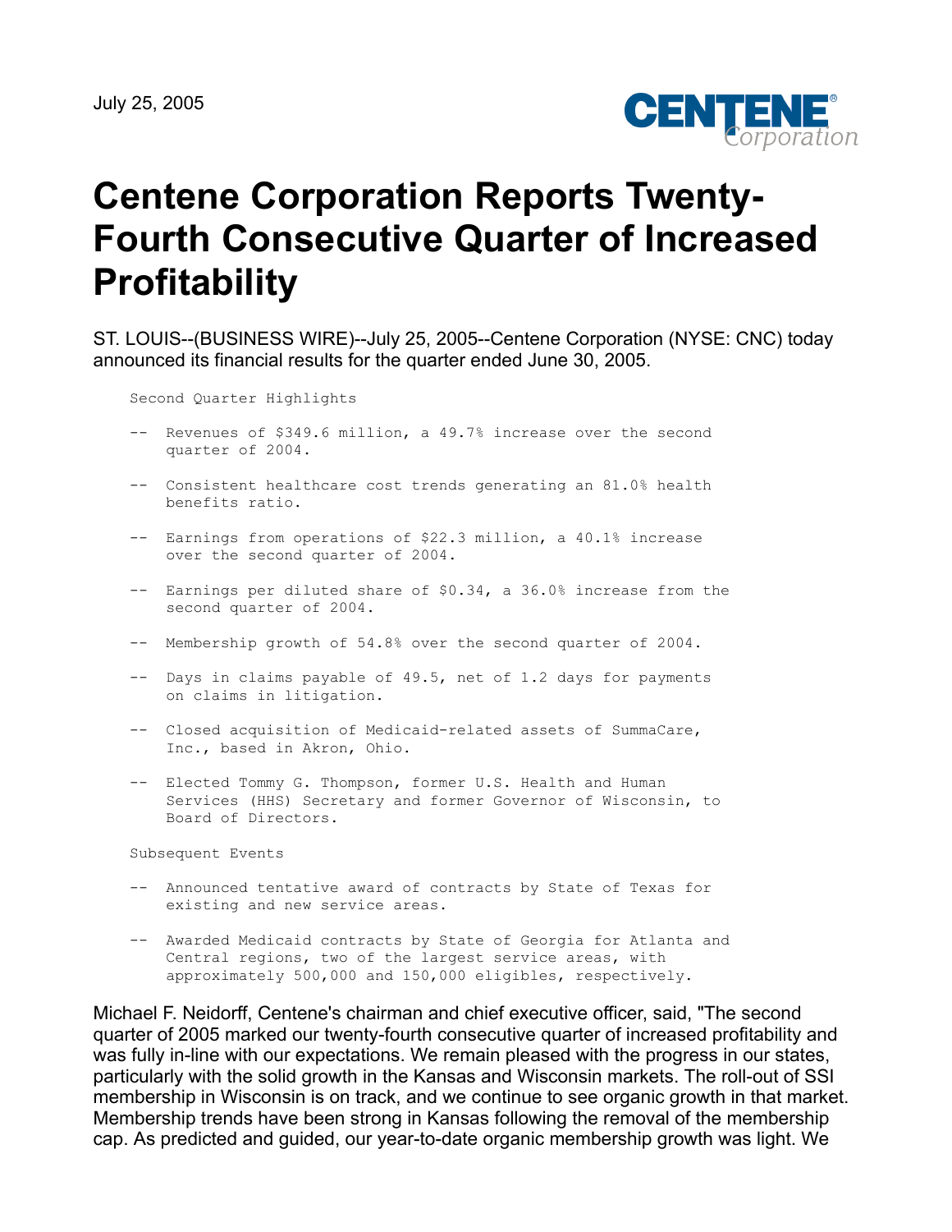July 25, 2005

# Centene Corporation Reports Twenty-Fourth Consecutive Quarter of Increased Profitability

ST. LOUIS--(BUSINESS WIRE)--July 25, 2005--Centene Corporation (NYSE: CNC) today announced its financial results for the quarter ended June 30, 2005.

Second Quarter Highlights

- Revenues of $349.6 million, a 49.7% increase over the second quarter of 2004.
- Consistent healthcare cost trends generating an 81.0% health benefits ratio.
- Earnings from operations of $22.3 million, a 40.1% increase over the second quarter of 2004.
- Earnings per diluted share of $0.34, a 36.0% increase from the second quarter of 2004.
- Membership growth of 54.8% over the second quarter of 2004.
- Days in claims payable of 49.5, net of 1.2 days for payments on claims in litigation.
- Closed acquisition of Medicaid-related assets of SummaCare, Inc., based in Akron, Ohio.
- Elected Tommy G. Thompson, former U.S. Health and Human Services (HHS) Secretary and former Governor of Wisconsin, to Board of Directors.

Subsequent Events

- Announced tentative award of contracts by State of Texas for existing and new service areas.
- Awarded Medicaid contracts by State of Georgia for Atlanta and Central regions, two of the largest service areas, with approximately 500,000 and 150,000 eligibles, respectively.

Michael F. Neidorff, Centene's chairman and chief executive officer, said, "The second quarter of 2005 marked our twenty-fourth consecutive quarter of increased profitability and was fully in-line with our expectations. We remain pleased with the progress in our states, particularly with the solid growth in the Kansas and Wisconsin markets. The roll-out of SSI membership in Wisconsin is on track, and we continue to see organic growth in that market. Membership trends have been strong in Kansas following the removal of the membership cap. As predicted and guided, our year-to-date organic membership growth was light. We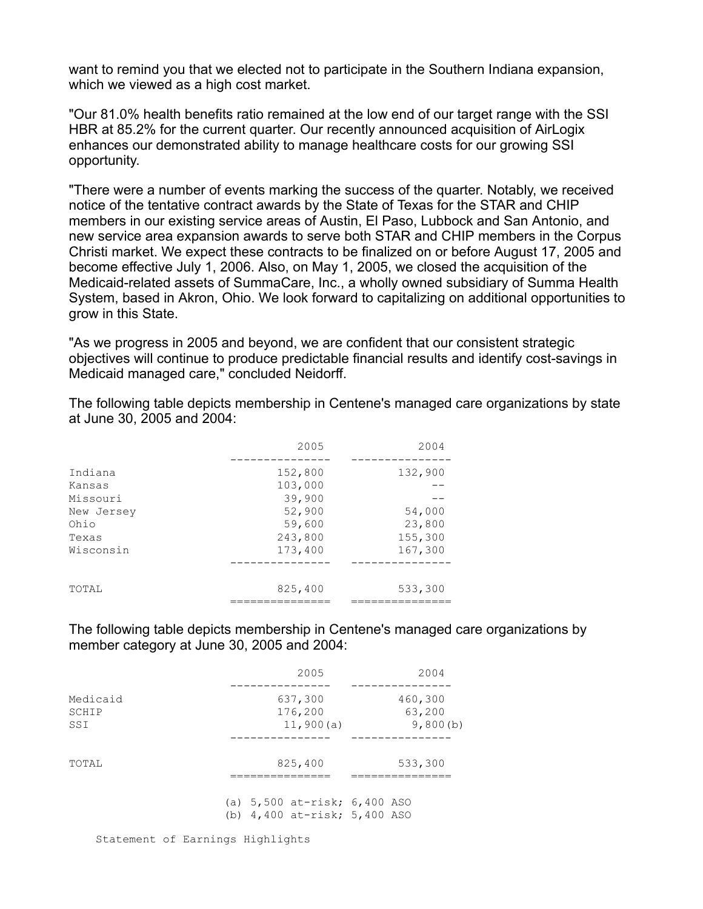want to remind you that we elected not to participate in the Southern Indiana expansion, which we viewed as a high cost market.

"Our 81.0% health benefits ratio remained at the low end of our target range with the SSI HBR at 85.2% for the current quarter. Our recently announced acquisition of AirLogix enhances our demonstrated ability to manage healthcare costs for our growing SSI opportunity.

"There were a number of events marking the success of the quarter. Notably, we received notice of the tentative contract awards by the State of Texas for the STAR and CHIP members in our existing service areas of Austin, El Paso, Lubbock and San Antonio, and new service area expansion awards to serve both STAR and CHIP members in the Corpus Christi market. We expect these contracts to be finalized on or before August 17, 2005 and become effective July 1, 2006. Also, on May 1, 2005, we closed the acquisition of the Medicaid-related assets of SummaCare, Inc., a wholly owned subsidiary of Summa Health System, based in Akron, Ohio. We look forward to capitalizing on additional opportunities to grow in this State.

"As we progress in 2005 and beyond, we are confident that our consistent strategic objectives will continue to produce predictable financial results and identify cost-savings in Medicaid managed care," concluded Neidorff.

The following table depicts membership in Centene's managed care organizations by state at June 30, 2005 and 2004:

| | 2005 | 2004 |
|---|---|---|
| Indiana | 152,800 | 132,900 |
| Kansas | 103,000 | -- |
| Missouri | 39,900 | -- |
| New Jersey | 52,900 | 54,000 |
| Ohio | 59,600 | 23,800 |
| Texas | 243,800 | 155,300 |
| Wisconsin | 173,400 | 167,300 |
| TOTAL | 825,400 | 533,300 |

The following table depicts membership in Centene's managed care organizations by member category at June 30, 2005 and 2004:

| | 2005 | 2004 |
|---|---|---|
| Medicaid | 637,300 | 460,300 |
| SCHIP | 176,200 | 63,200 |
| SSI | 11,900(a) | 9,800(b) |
| TOTAL | 825,400 | 533,300 |

(a) 5,500 at-risk; 6,400 ASO
(b) 4,400 at-risk; 5,400 ASO

Statement of Earnings Highlights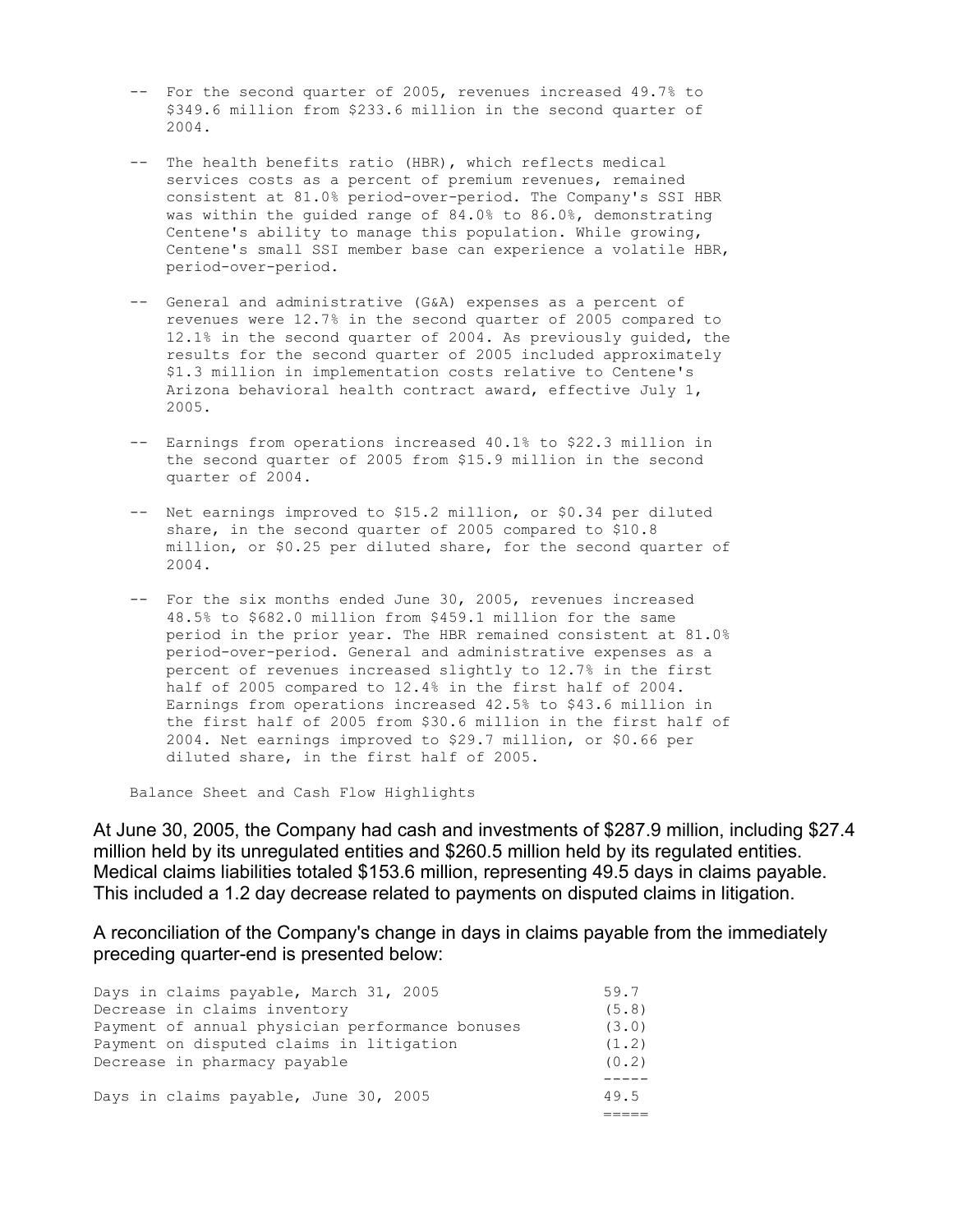- For the second quarter of 2005, revenues increased 49.7% to $349.6 million from $233.6 million in the second quarter of 2004.

- The health benefits ratio (HBR), which reflects medical services costs as a percent of premium revenues, remained consistent at 81.0% period-over-period. The Company's SSI HBR was within the guided range of 84.0% to 86.0%, demonstrating Centene's ability to manage this population. While growing, Centene's small SSI member base can experience a volatile HBR, period-over-period.

- General and administrative (G&A) expenses as a percent of revenues were 12.7% in the second quarter of 2005 compared to 12.1% in the second quarter of 2004. As previously guided, the results for the second quarter of 2005 included approximately $1.3 million in implementation costs relative to Centene's Arizona behavioral health contract award, effective July 1, 2005.

- Earnings from operations increased 40.1% to $22.3 million in the second quarter of 2005 from $15.9 million in the second quarter of 2004.

- Net earnings improved to $15.2 million, or $0.34 per diluted share, in the second quarter of 2005 compared to $10.8 million, or $0.25 per diluted share, for the second quarter of 2004.

- For the six months ended June 30, 2005, revenues increased 48.5% to $682.0 million from $459.1 million for the same period in the prior year. The HBR remained consistent at 81.0% period-over-period. General and administrative expenses as a percent of revenues increased slightly to 12.7% in the first half of 2005 compared to 12.4% in the first half of 2004. Earnings from operations increased 42.5% to $43.6 million in the first half of 2005 from $30.6 million in the first half of 2004. Net earnings improved to $29.7 million, or $0.66 per diluted share, in the first half of 2005.

Balance Sheet and Cash Flow Highlights

At June 30, 2005, the Company had cash and investments of $287.9 million, including $27.4 million held by its unregulated entities and $260.5 million held by its regulated entities. Medical claims liabilities totaled $153.6 million, representing 49.5 days in claims payable. This included a 1.2 day decrease related to payments on disputed claims in litigation.

A reconciliation of the Company's change in days in claims payable from the immediately preceding quarter-end is presented below:

| | |
|---|---|
| Days in claims payable, March 31, 2005 | 59.7 |
| Decrease in claims inventory | (5.8) |
| Payment of annual physician performance bonuses | (3.0) |
| Payment on disputed claims in litigation | (1.2) |
| Decrease in pharmacy payable | (0.2) |
| Days in claims payable, June 30, 2005 | 49.5 |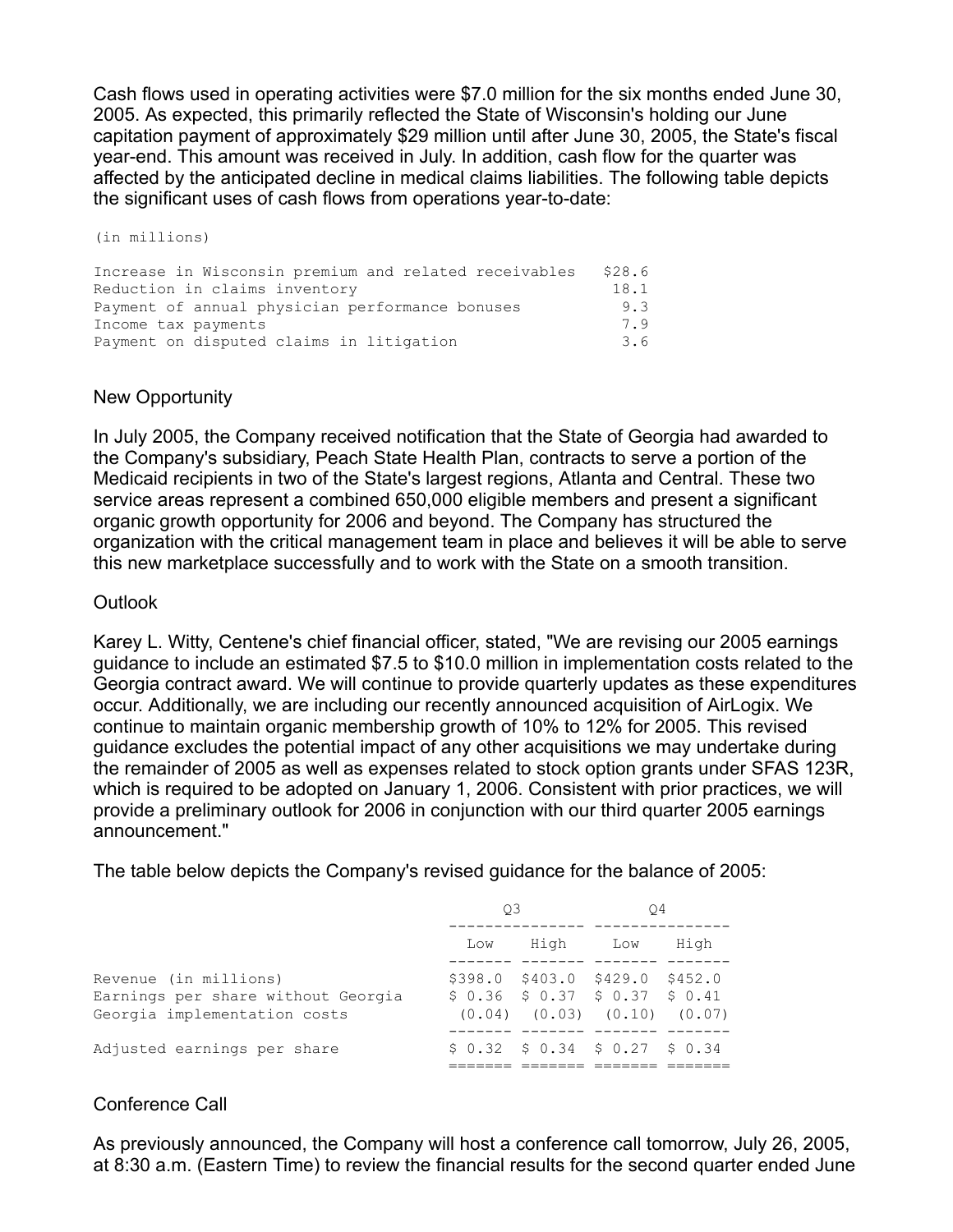Cash flows used in operating activities were $7.0 million for the six months ended June 30, 2005. As expected, this primarily reflected the State of Wisconsin's holding our June capitation payment of approximately $29 million until after June 30, 2005, the State's fiscal year-end. This amount was received in July. In addition, cash flow for the quarter was affected by the anticipated decline in medical claims liabilities. The following table depicts the significant uses of cash flows from operations year-to-date:

| (in millions) | |
|---|---|
| Increase in Wisconsin premium and related receivables | $28.6 |
| Reduction in claims inventory | 18.1 |
| Payment of annual physician performance bonuses | 9.3 |
| Income tax payments | 7.9 |
| Payment on disputed claims in litigation | 3.6 |

## New Opportunity

In July 2005, the Company received notification that the State of Georgia had awarded to the Company's subsidiary, Peach State Health Plan, contracts to serve a portion of the Medicaid recipients in two of the State's largest regions, Atlanta and Central. These two service areas represent a combined 650,000 eligible members and present a significant organic growth opportunity for 2006 and beyond. The Company has structured the organization with the critical management team in place and believes it will be able to serve this new marketplace successfully and to work with the State on a smooth transition.

## Outlook

Karey L. Witty, Centene's chief financial officer, stated, "We are revising our 2005 earnings guidance to include an estimated $7.5 to $10.0 million in implementation costs related to the Georgia contract award. We will continue to provide quarterly updates as these expenditures occur. Additionally, we are including our recently announced acquisition of AirLogix. We continue to maintain organic membership growth of 10% to 12% for 2005. This revised guidance excludes the potential impact of any other acquisitions we may undertake during the remainder of 2005 as well as expenses related to stock option grants under SFAS 123R, which is required to be adopted on January 1, 2006. Consistent with prior practices, we will provide a preliminary outlook for 2006 in conjunction with our third quarter 2005 earnings announcement."

The table below depicts the Company's revised guidance for the balance of 2005:

| | Q3 | | Q4 | |
|---|---|---|---|---|
| | Low | High | Low | High |
| Revenue (in millions) | $398.0 | $403.0 | $429.0 | $452.0 |
| Earnings per share without Georgia | $ 0.36 | $ 0.37 | $ 0.37 | $ 0.41 |
| Georgia implementation costs | (0.04) | (0.03) | (0.10) | (0.07) |
| Adjusted earnings per share | $ 0.32 | $ 0.34 | $ 0.27 | $ 0.34 |

## Conference Call

As previously announced, the Company will host a conference call tomorrow, July 26, 2005, at 8:30 a.m. (Eastern Time) to review the financial results for the second quarter ended June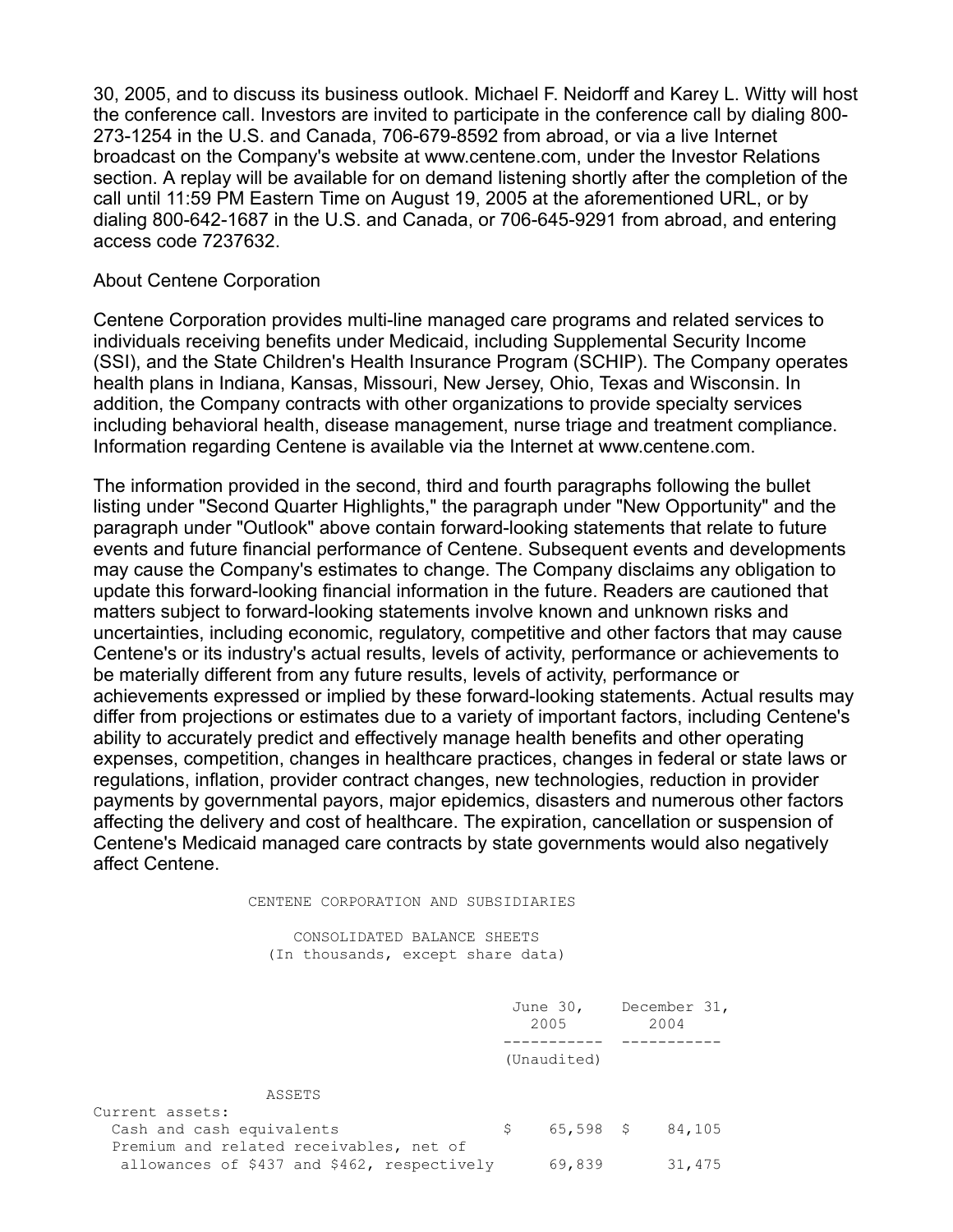30, 2005, and to discuss its business outlook. Michael F. Neidorff and Karey L. Witty will host the conference call. Investors are invited to participate in the conference call by dialing 800-273-1254 in the U.S. and Canada, 706-679-8592 from abroad, or via a live Internet broadcast on the Company's website at www.centene.com, under the Investor Relations section. A replay will be available for on demand listening shortly after the completion of the call until 11:59 PM Eastern Time on August 19, 2005 at the aforementioned URL, or by dialing 800-642-1687 in the U.S. and Canada, or 706-645-9291 from abroad, and entering access code 7237632.

About Centene Corporation

Centene Corporation provides multi-line managed care programs and related services to individuals receiving benefits under Medicaid, including Supplemental Security Income (SSI), and the State Children's Health Insurance Program (SCHIP). The Company operates health plans in Indiana, Kansas, Missouri, New Jersey, Ohio, Texas and Wisconsin. In addition, the Company contracts with other organizations to provide specialty services including behavioral health, disease management, nurse triage and treatment compliance. Information regarding Centene is available via the Internet at www.centene.com.

The information provided in the second, third and fourth paragraphs following the bullet listing under "Second Quarter Highlights," the paragraph under "New Opportunity" and the paragraph under "Outlook" above contain forward-looking statements that relate to future events and future financial performance of Centene. Subsequent events and developments may cause the Company's estimates to change. The Company disclaims any obligation to update this forward-looking financial information in the future. Readers are cautioned that matters subject to forward-looking statements involve known and unknown risks and uncertainties, including economic, regulatory, competitive and other factors that may cause Centene's or its industry's actual results, levels of activity, performance or achievements to be materially different from any future results, levels of activity, performance or achievements expressed or implied by these forward-looking statements. Actual results may differ from projections or estimates due to a variety of important factors, including Centene's ability to accurately predict and effectively manage health benefits and other operating expenses, competition, changes in healthcare practices, changes in federal or state laws or regulations, inflation, provider contract changes, new technologies, reduction in provider payments by governmental payors, major epidemics, disasters and numerous other factors affecting the delivery and cost of healthcare. The expiration, cancellation or suspension of Centene's Medicaid managed care contracts by state governments would also negatively affect Centene.

CENTENE CORPORATION AND SUBSIDIARIES

CONSOLIDATED BALANCE SHEETS
(In thousands, except share data)

| | June 30, 2005 (Unaudited) | December 31, 2004 |
|---|---|---|
| ASSETS | | |
| Current assets: | | |
| Cash and cash equivalents | $ 65,598 | $ 84,105 |
| Premium and related receivables, net of allowances of $437 and $462, respectively | 69,839 | 31,475 |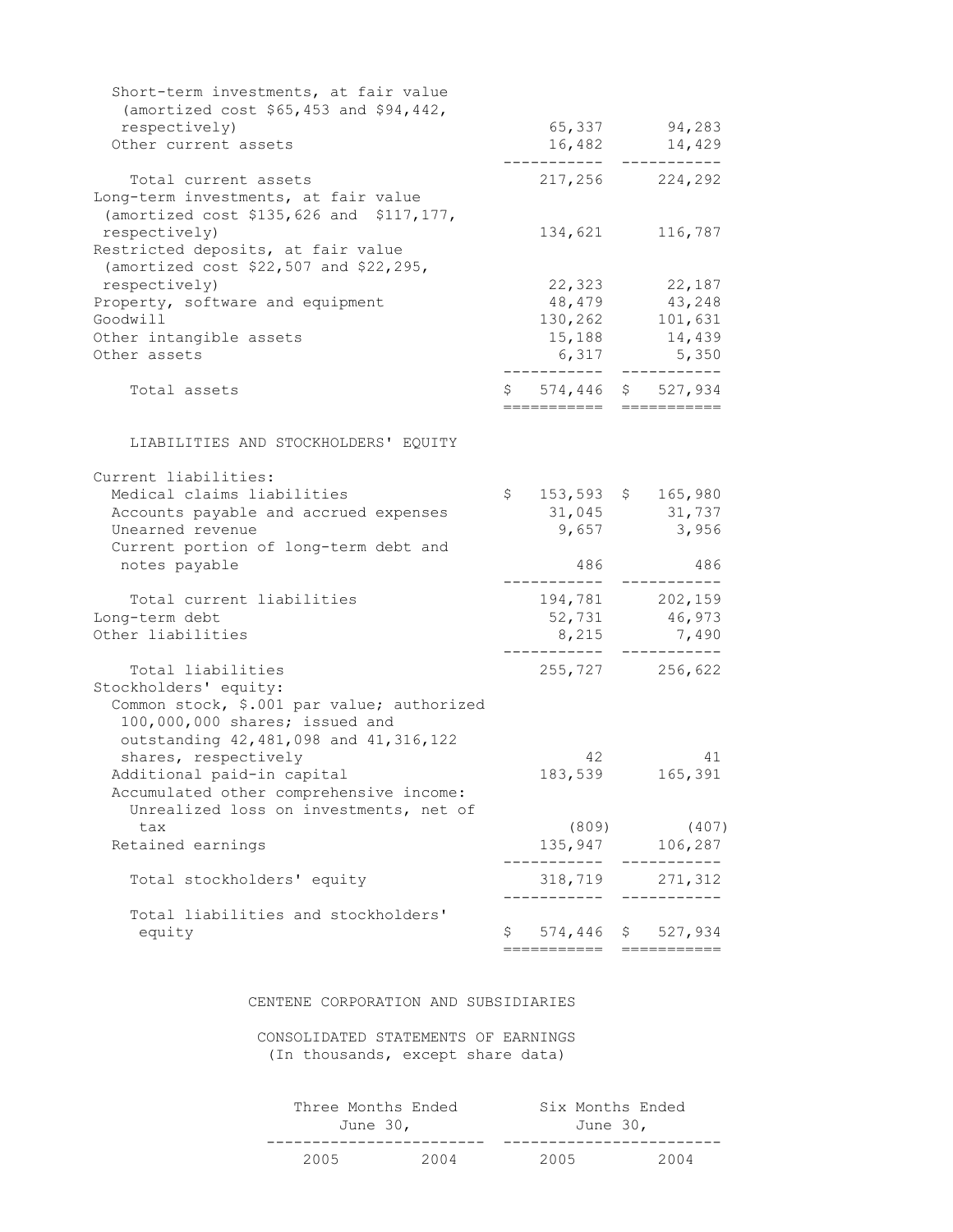| | | |
|---|---|---|
| Short-term investments, at fair value (amortized cost $65,453 and $94,442, respectively) | 65,337 | 94,283 |
| Other current assets | 16,482 | 14,429 |
| Total current assets | 217,256 | 224,292 |
| Long-term investments, at fair value (amortized cost $135,626 and $117,177, respectively) | 134,621 | 116,787 |
| Restricted deposits, at fair value (amortized cost $22,507 and $22,295, respectively) | 22,323 | 22,187 |
| Property, software and equipment | 48,479 | 43,248 |
| Goodwill | 130,262 | 101,631 |
| Other intangible assets | 15,188 | 14,439 |
| Other assets | 6,317 | 5,350 |
| Total assets | $ 574,446 | $ 527,934 |

LIABILITIES AND STOCKHOLDERS' EQUITY

| | | |
|---|---|---|
| Current liabilities: | | |
| Medical claims liabilities | $ 153,593 | $ 165,980 |
| Accounts payable and accrued expenses | 31,045 | 31,737 |
| Unearned revenue | 9,657 | 3,956 |
| Current portion of long-term debt and notes payable | 486 | 486 |
| Total current liabilities | 194,781 | 202,159 |
| Long-term debt | 52,731 | 46,973 |
| Other liabilities | 8,215 | 7,490 |
| Total liabilities | 255,727 | 256,622 |
| Stockholders' equity: | | |
| Common stock, $.001 par value; authorized 100,000,000 shares; issued and outstanding 42,481,098 and 41,316,122 shares, respectively | 42 | 41 |
| Additional paid-in capital | 183,539 | 165,391 |
| Accumulated other comprehensive income: | | |
| Unrealized loss on investments, net of tax | (809) | (407) |
| Retained earnings | 135,947 | 106,287 |
| Total stockholders' equity | 318,719 | 271,312 |
| Total liabilities and stockholders' equity | $ 574,446 | $ 527,934 |

CENTENE CORPORATION AND SUBSIDIARIES

CONSOLIDATED STATEMENTS OF EARNINGS
(In thousands, except share data)

| Three Months Ended June 30, | | Six Months Ended June 30, | |
|---|---|---|---|
| 2005 | 2004 | 2005 | 2004 |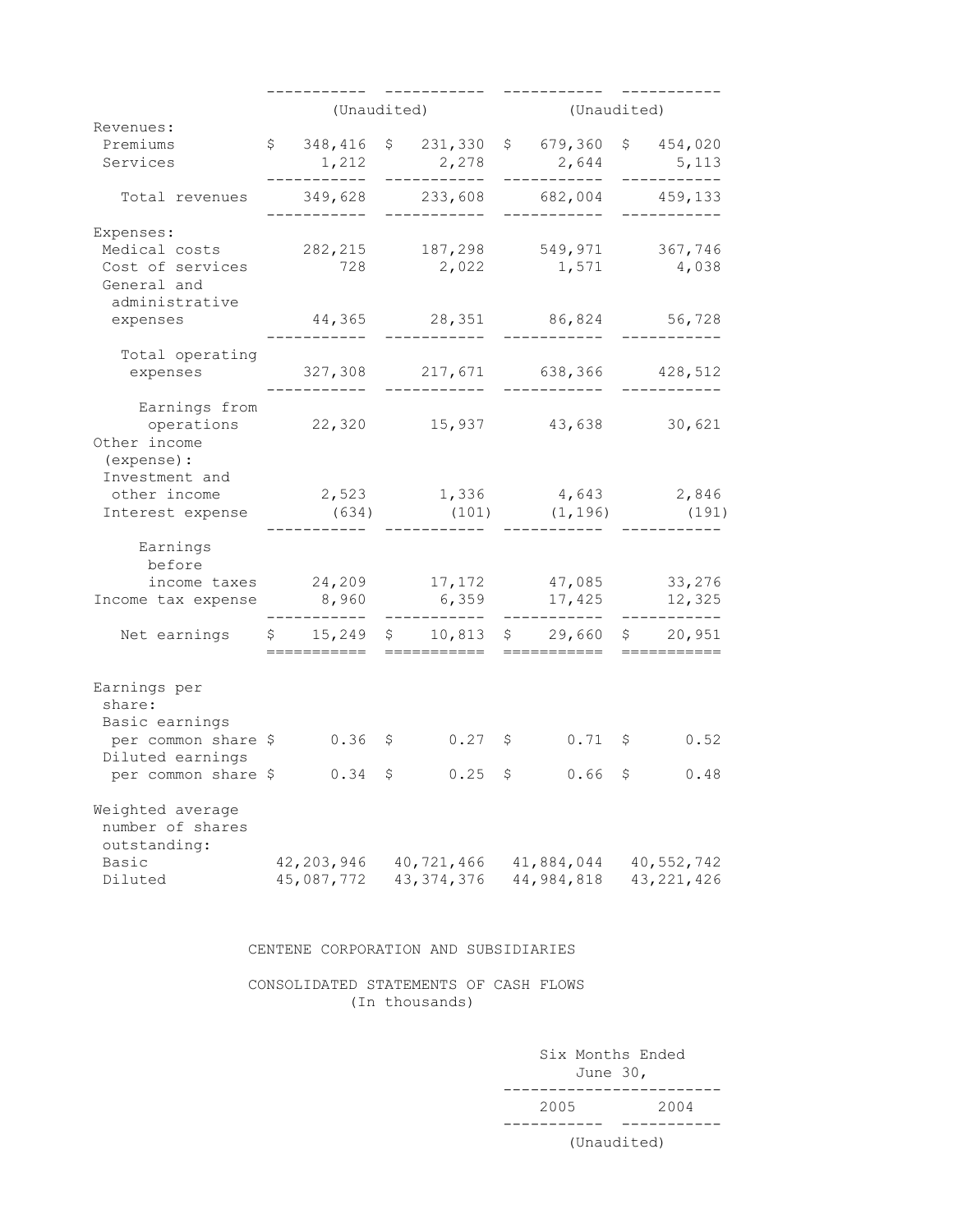| | (Unaudited) | | (Unaudited) | |
|---|---|---|---|---|
| Revenues: | | | | |
| Premiums | $ 348,416 | $ 231,330 | $ 679,360 | $ 454,020 |
| Services | 1,212 | 2,278 | 2,644 | 5,113 |
| Total revenues | 349,628 | 233,608 | 682,004 | 459,133 |
| Expenses: | | | | |
| Medical costs | 282,215 | 187,298 | 549,971 | 367,746 |
| Cost of services | 728 | 2,022 | 1,571 | 4,038 |
| General and administrative expenses | 44,365 | 28,351 | 86,824 | 56,728 |
| Total operating expenses | 327,308 | 217,671 | 638,366 | 428,512 |
| Earnings from operations | 22,320 | 15,937 | 43,638 | 30,621 |
| Other income (expense): | | | | |
| Investment and other income | 2,523 | 1,336 | 4,643 | 2,846 |
| Interest expense | (634) | (101) | (1,196) | (191) |
| Earnings before income taxes | 24,209 | 17,172 | 47,085 | 33,276 |
| Income tax expense | 8,960 | 6,359 | 17,425 | 12,325 |
| Net earnings | $ 15,249 | $ 10,813 | $ 29,660 | $ 20,951 |
| Earnings per share: | | | | |
| Basic earnings per common share | $ 0.36 | $ 0.27 | $ 0.71 | $ 0.52 |
| Diluted earnings per common share | $ 0.34 | $ 0.25 | $ 0.66 | $ 0.48 |
| Weighted average number of shares outstanding: | | | | |
| Basic | 42,203,946 | 40,721,466 | 41,884,044 | 40,552,742 |
| Diluted | 45,087,772 | 43,374,376 | 44,984,818 | 43,221,426 |

CENTENE CORPORATION AND SUBSIDIARIES

CONSOLIDATED STATEMENTS OF CASH FLOWS
(In thousands)

| | Six Months Ended June 30, | |
|---|---|---|
| | 2005 | 2004 |
| | (Unaudited) | |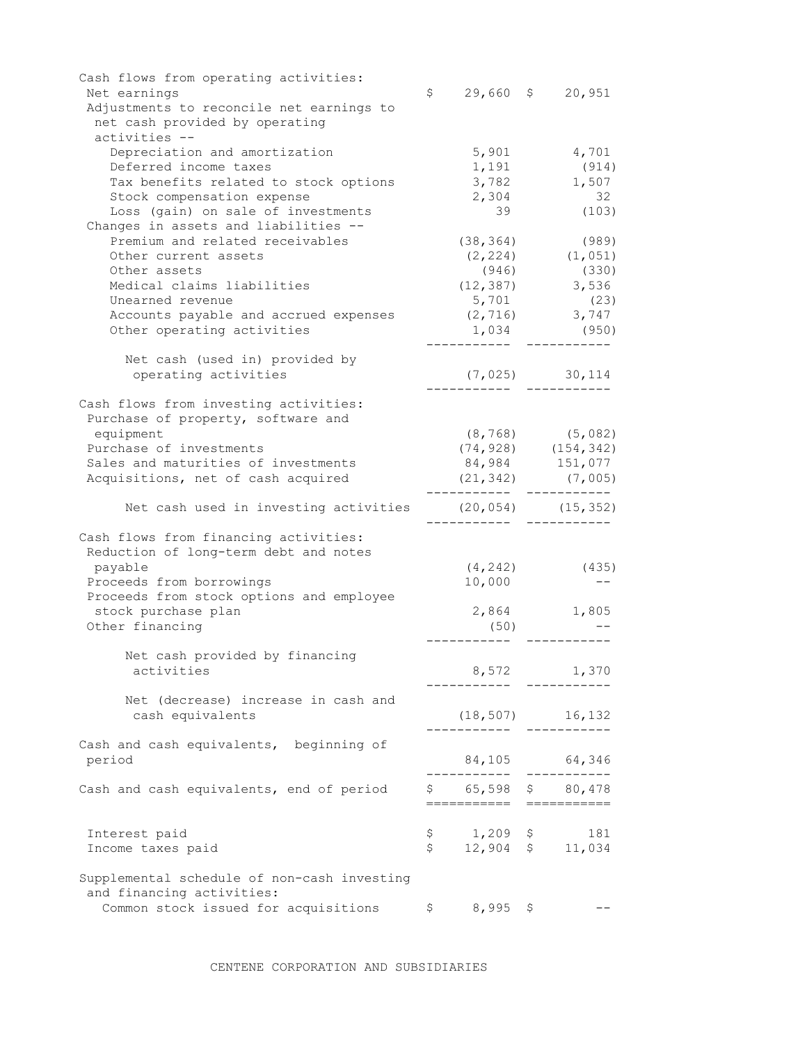| | | |
|---|---|---|
| Cash flows from operating activities: | | |
| Net earnings | $ 29,660 | $ 20,951 |
| Adjustments to reconcile net earnings to net cash provided by operating activities -- | | |
| Depreciation and amortization | 5,901 | 4,701 |
| Deferred income taxes | 1,191 | (914) |
| Tax benefits related to stock options | 3,782 | 1,507 |
| Stock compensation expense | 2,304 | 32 |
| Loss (gain) on sale of investments | 39 | (103) |
| Changes in assets and liabilities -- | | |
| Premium and related receivables | (38,364) | (989) |
| Other current assets | (2,224) | (1,051) |
| Other assets | (946) | (330) |
| Medical claims liabilities | (12,387) | 3,536 |
| Unearned revenue | 5,701 | (23) |
| Accounts payable and accrued expenses | (2,716) | 3,747 |
| Other operating activities | 1,034 | (950) |
| Net cash (used in) provided by operating activities | (7,025) | 30,114 |
| Cash flows from investing activities: | | |
| Purchase of property, software and equipment | (8,768) | (5,082) |
| Purchase of investments | (74,928) | (154,342) |
| Sales and maturities of investments | 84,984 | 151,077 |
| Acquisitions, net of cash acquired | (21,342) | (7,005) |
| Net cash used in investing activities | (20,054) | (15,352) |
| Cash flows from financing activities: | | |
| Reduction of long-term debt and notes payable | (4,242) | (435) |
| Proceeds from borrowings | 10,000 | -- |
| Proceeds from stock options and employee stock purchase plan | 2,864 | 1,805 |
| Other financing | (50) | -- |
| Net cash provided by financing activities | 8,572 | 1,370 |
| Net (decrease) increase in cash and cash equivalents | (18,507) | 16,132 |
| Cash and cash equivalents, beginning of period | 84,105 | 64,346 |
| Cash and cash equivalents, end of period | $ 65,598 | $ 80,478 |
| Interest paid | $ 1,209 | $ 181 |
| Income taxes paid | $ 12,904 | $ 11,034 |
| Supplemental schedule of non-cash investing and financing activities: | | |
| Common stock issued for acquisitions | $ 8,995 | $ -- |

CENTENE CORPORATION AND SUBSIDIARIES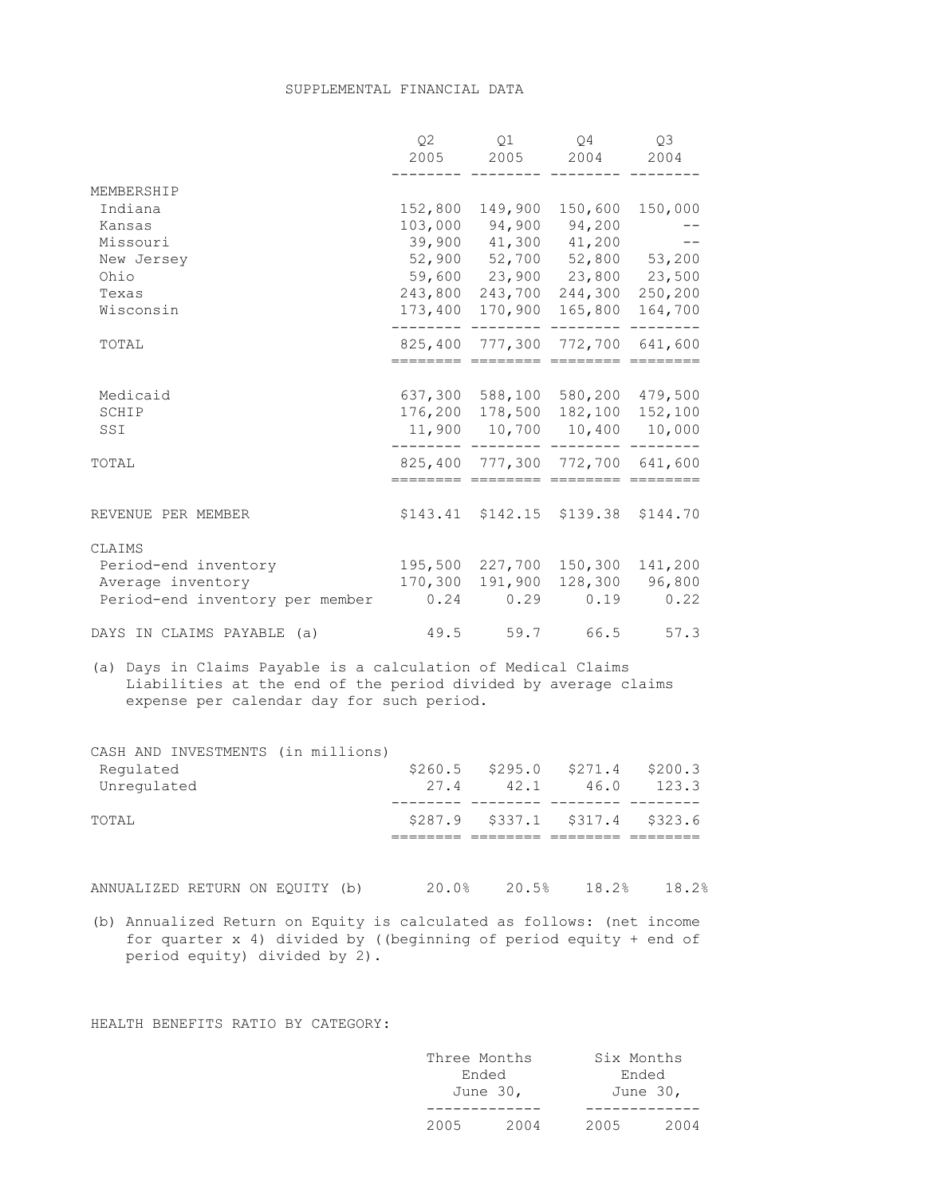# SUPPLEMENTAL FINANCIAL DATA

| | Q2 2005 | Q1 2005 | Q4 2004 | Q3 2004 |
|---|---|---|---|---|
| MEMBERSHIP | | | | |
| Indiana | 152,800 | 149,900 | 150,600 | 150,000 |
| Kansas | 103,000 | 94,900 | 94,200 | -- |
| Missouri | 39,900 | 41,300 | 41,200 | -- |
| New Jersey | 52,900 | 52,700 | 52,800 | 53,200 |
| Ohio | 59,600 | 23,900 | 23,800 | 23,500 |
| Texas | 243,800 | 243,700 | 244,300 | 250,200 |
| Wisconsin | 173,400 | 170,900 | 165,800 | 164,700 |
| TOTAL | 825,400 | 777,300 | 772,700 | 641,600 |
| Medicaid | 637,300 | 588,100 | 580,200 | 479,500 |
| SCHIP | 176,200 | 178,500 | 182,100 | 152,100 |
| SSI | 11,900 | 10,700 | 10,400 | 10,000 |
| TOTAL | 825,400 | 777,300 | 772,700 | 641,600 |
| REVENUE PER MEMBER | $143.41 | $142.15 | $139.38 | $144.70 |
| CLAIMS | | | | |
| Period-end inventory | 195,500 | 227,700 | 150,300 | 141,200 |
| Average inventory | 170,300 | 191,900 | 128,300 | 96,800 |
| Period-end inventory per member | 0.24 | 0.29 | 0.19 | 0.22 |
| DAYS IN CLAIMS PAYABLE (a) | 49.5 | 59.7 | 66.5 | 57.3 |

(a) Days in Claims Payable is a calculation of Medical Claims Liabilities at the end of the period divided by average claims expense per calendar day for such period.

| CASH AND INVESTMENTS (in millions) | Q2 2005 | Q1 2005 | Q4 2004 | Q3 2004 |
|---|---|---|---|---|
| Regulated | $260.5 | $295.0 | $271.4 | $200.3 |
| Unregulated | 27.4 | 42.1 | 46.0 | 123.3 |
| TOTAL | $287.9 | $337.1 | $317.4 | $323.6 |
| ANNUALIZED RETURN ON EQUITY (b) | 20.0% | 20.5% | 18.2% | 18.2% |

(b) Annualized Return on Equity is calculated as follows: (net income for quarter x 4) divided by ((beginning of period equity + end of period equity) divided by 2).

HEALTH BENEFITS RATIO BY CATEGORY:

| | Three Months Ended June 30, | | Six Months Ended June 30, | |
|---|---|---|---|---|
| | 2005 | 2004 | 2005 | 2004 |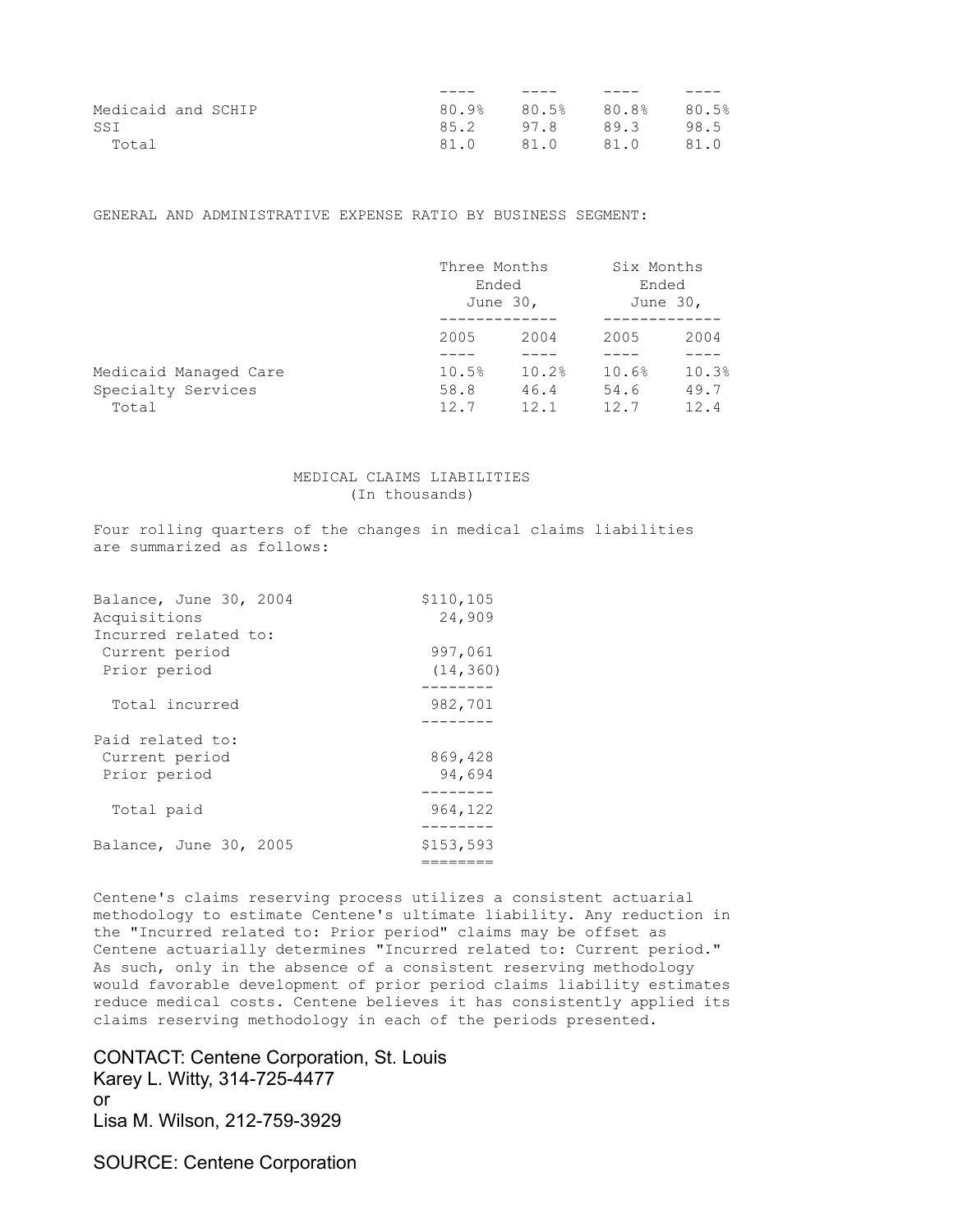| | | | | |
|---|---|---|---|---|
| Medicaid and SCHIP | 80.9% | 80.5% | 80.8% | 80.5% |
| SSI | 85.2 | 97.8 | 89.3 | 98.5 |
| Total | 81.0 | 81.0 | 81.0 | 81.0 |

GENERAL AND ADMINISTRATIVE EXPENSE RATIO BY BUSINESS SEGMENT:

| | Three Months Ended June 30, | | Six Months Ended June 30, | |
|---|---|---|---|---|
| | 2005 | 2004 | 2005 | 2004 |
| Medicaid Managed Care | 10.5% | 10.2% | 10.6% | 10.3% |
| Specialty Services | 58.8 | 46.4 | 54.6 | 49.7 |
| Total | 12.7 | 12.1 | 12.7 | 12.4 |

MEDICAL CLAIMS LIABILITIES
(In thousands)

Four rolling quarters of the changes in medical claims liabilities are summarized as follows:

| | |
|---|---|
| Balance, June 30, 2004 | $110,105 |
| Acquisitions | 24,909 |
| Incurred related to: | |
| Current period | 997,061 |
| Prior period | (14,360) |
| Total incurred | 982,701 |
| Paid related to: | |
| Current period | 869,428 |
| Prior period | 94,694 |
| Total paid | 964,122 |
| Balance, June 30, 2005 | $153,593 |

Centene's claims reserving process utilizes a consistent actuarial methodology to estimate Centene's ultimate liability. Any reduction in the "Incurred related to: Prior period" claims may be offset as Centene actuarially determines "Incurred related to: Current period." As such, only in the absence of a consistent reserving methodology would favorable development of prior period claims liability estimates reduce medical costs. Centene believes it has consistently applied its claims reserving methodology in each of the periods presented.

CONTACT: Centene Corporation, St. Louis
Karey L. Witty, 314-725-4477
or
Lisa M. Wilson, 212-759-3929

SOURCE: Centene Corporation